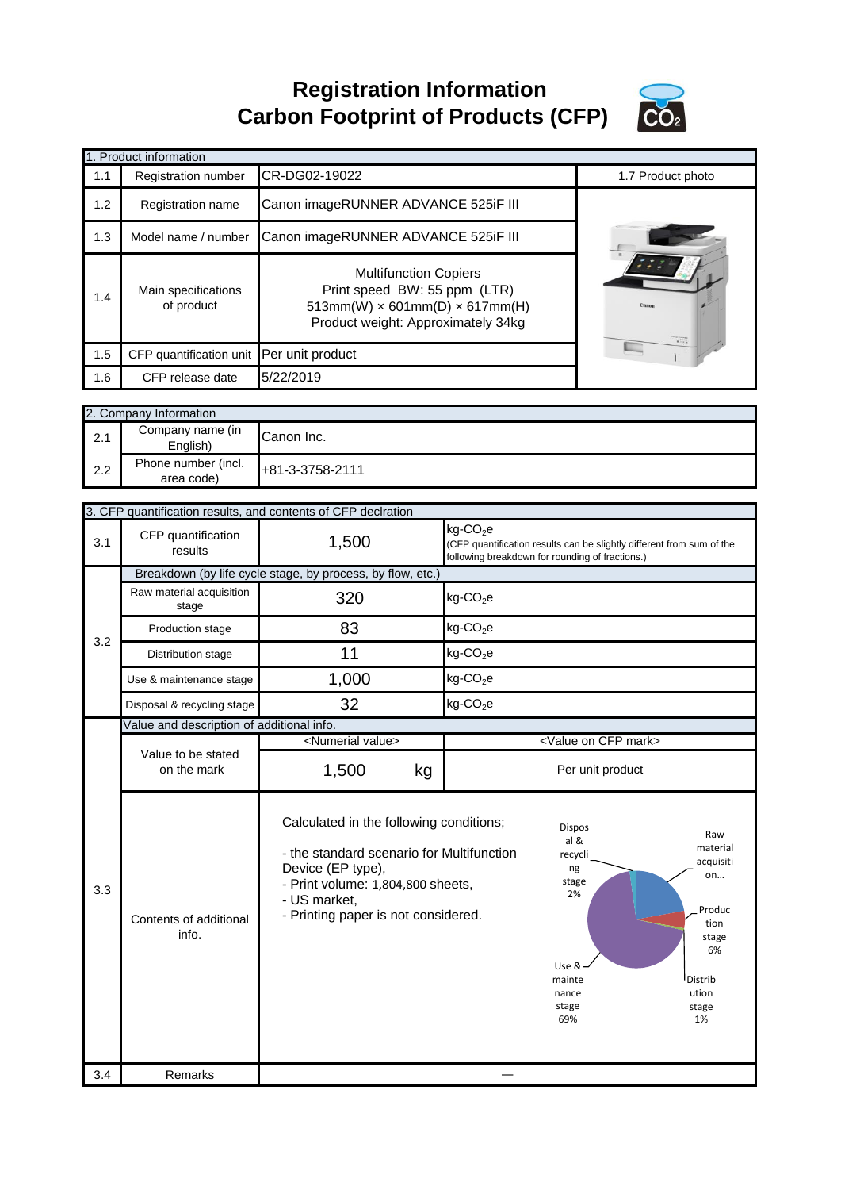# Registration Information
# Carbon Footprint of Products (CFP)

| 1. Product information | | | |
|---|---|---|---|
| 1.1 | Registration number | CR-DG02-19022 | 1.7 Product photo |
| 1.2 | Registration name | Canon imageRUNNER ADVANCE 525iF III | |
| 1.3 | Model name / number | Canon imageRUNNER ADVANCE 525iF III | |
| 1.4 | Main specifications of product | Multifunction Copiers<br>Print speed BW: 55 ppm (LTR)<br>513mm(W) × 601mm(D) × 617mm(H)<br>Product weight: Approximately 34kg | |
| 1.5 | CFP quantification unit | Per unit product | |
| 1.6 | CFP release date | 5/22/2019 | |

| 2. Company Information | | |
|---|---|---|
| 2.1 | Company name (in English) | Canon Inc. |
| 2.2 | Phone number (incl. area code) | +81-3-3758-2111 |

| 3. CFP quantification results, and contents of CFP declration | | | |
|---|---|---|---|
| 3.1 | CFP quantification results | 1,500 | kg-$CO_2$e<br>(CFP quantification results can be slightly different from sum of the following breakdown for rounding of fractions.) |
| 3.2 | Breakdown (by life cycle stage, by process, by flow, etc.) | | |
| | Raw material acquisition stage | 320 | kg-$CO_2$e |
| | Production stage | 83 | kg-$CO_2$e |
| | Distribution stage | 11 | kg-$CO_2$e |
| | Use & maintenance stage | 1,000 | kg-$CO_2$e |
| | Disposal & recycling stage | 32 | kg-$CO_2$e |
| 3.3 | Value and description of additional info. | | |
| | Value to be stated on the mark | <Numerial value><br>1,500 kg | <Value on CFP mark><br>Per unit product |
| | Contents of additional info. | Calculated in the following conditions;<br>- the standard scenario for Multifunction Device (EP type),<br>- Print volume: 1,804,800 sheets,<br>- US market,<br>- Printing paper is not considered. | Raw material acquisition... ; Production stage 6%; Distribution stage 1%; Use & maintenance stage 69%; Disposal & recycling stage 2% |
| 3.4 | Remarks | — | |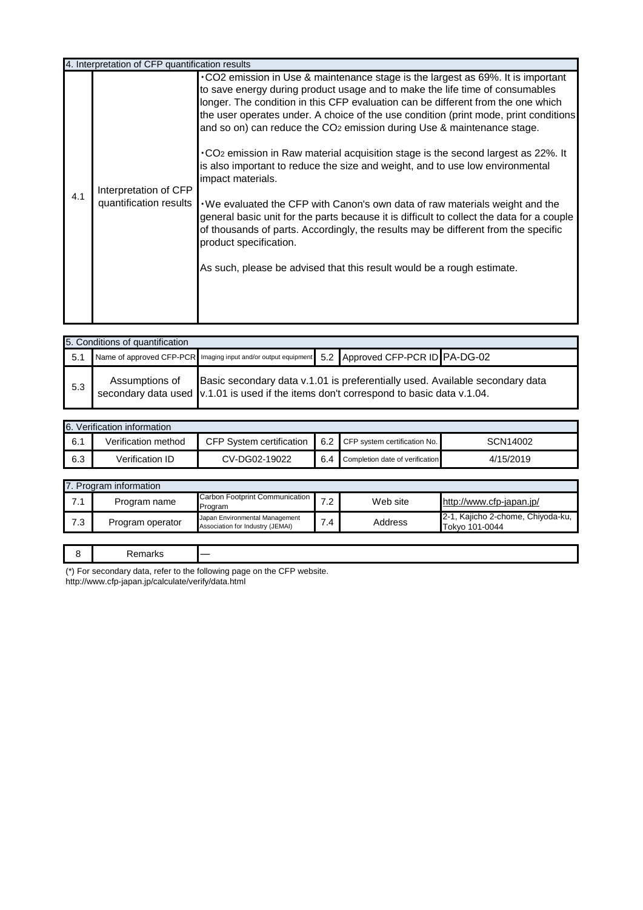| 4. Interpretation of CFP quantification results | | |
|---|---|---|
| 4.1 | Interpretation of CFP quantification results | ・$CO_2$ emission in Use & maintenance stage is the largest as 69%. It is important to save energy during product usage and to make the life time of consumables longer. The condition in this CFP evaluation can be different from the one which the user operates under. A choice of the use condition (print mode, print conditions and so on) can reduce the $CO_2$ emission during Use & maintenance stage.<br><br>・$CO_2$ emission in Raw material acquisition stage is the second largest as 22%. It is also important to reduce the size and weight, and to use low environmental impact materials.<br><br>・We evaluated the CFP with Canon's own data of raw materials weight and the general basic unit for the parts because it is difficult to collect the data for a couple of thousands of parts. Accordingly, the results may be different from the specific product specification.<br><br>As such, please be advised that this result would be a rough estimate. |

| 5. Conditions of quantification | | | | | |
|---|---|---|---|---|---|
| 5.1 | Name of approved CFP-PCR | Imaging input and/or output equipment | 5.2 | Approved CFP-PCR ID | PA-DG-02 |
| 5.3 | Assumptions of secondary data used | Basic secondary data v.1.01 is preferentially used. Available secondary data v.1.01 is used if the items don't correspond to basic data v.1.04. | | | |

| 6. Verification information | | | | | |
|---|---|---|---|---|---|
| 6.1 | Verification method | CFP System certification | 6.2 | CFP system certification No. | SCN14002 |
| 6.3 | Verification ID | CV-DG02-19022 | 6.4 | Completion date of verification | 4/15/2019 |

| 7. Program information | | | | | |
|---|---|---|---|---|---|
| 7.1 | Program name | Carbon Footprint Communication Program | 7.2 | Web site | http://www.cfp-japan.jp/ |
| 7.3 | Program operator | Japan Environmental Management Association for Industry (JEMAI) | 7.4 | Address | 2-1, Kajicho 2-chome, Chiyoda-ku, Tokyo 101-0044 |

| | | |
|---|---|---|
| 8 | Remarks | — |

(*) For secondary data, refer to the following page on the CFP website.
http://www.cfp-japan.jp/calculate/verify/data.html